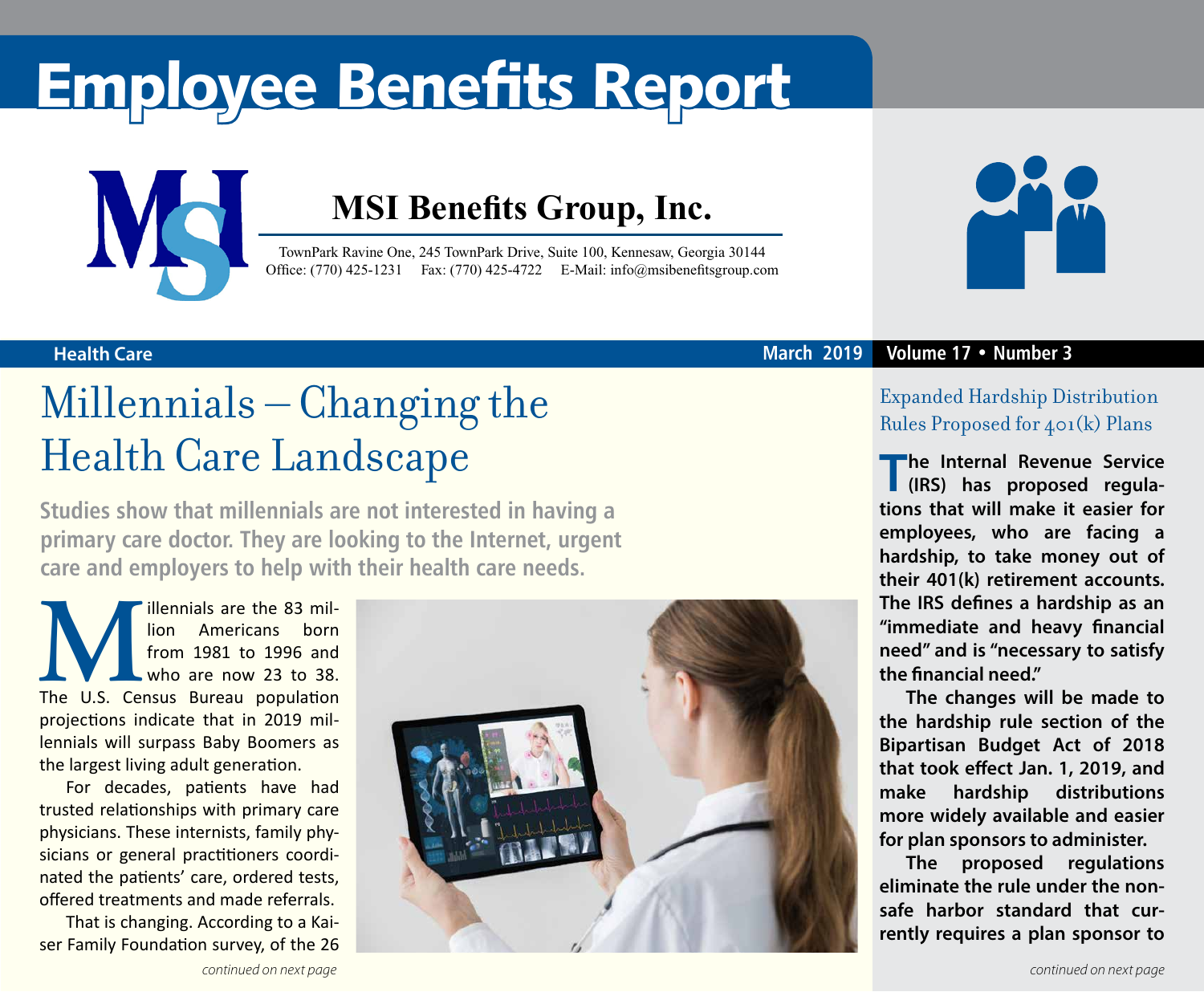# Employee Benefits Report

## MSI Benefits Group, Inc.

TownPark Ravine One, 245 TownPark Drive, Suite 100, Kennesaw, Georgia 30144
Office: (770) 425-1231 Fax: (770) 425-4722 E-Mail: info@msibenefitsgroup.com

**Health Care** **March 2019** **Volume 17 • Number 3**

# Millennials – Changing the Health Care Landscape

**Studies show that millennials are not interested in having a primary care doctor. They are looking to the Internet, urgent care and employers to help with their health care needs.**

Millennials are the 83 million Americans born from 1981 to 1996 and who are now 23 to 38. The U.S. Census Bureau population projections indicate that in 2019 millennials will surpass Baby Boomers as the largest living adult generation.

For decades, patients have had trusted relationships with primary care physicians. These internists, family physicians or general practitioners coordinated the patients' care, ordered tests, offered treatments and made referrals.

That is changing. According to a Kaiser Family Foundation survey, of the 26

*continued on next page*

## Expanded Hardship Distribution Rules Proposed for 401(k) Plans

**The Internal Revenue Service (IRS) has proposed regulations that will make it easier for employees, who are facing a hardship, to take money out of their 401(k) retirement accounts. The IRS defines a hardship as an "immediate and heavy financial need" and is "necessary to satisfy the financial need."**

**The changes will be made to the hardship rule section of the Bipartisan Budget Act of 2018 that took effect Jan. 1, 2019, and make hardship distributions more widely available and easier for plan sponsors to administer.**

**The proposed regulations eliminate the rule under the non-safe harbor standard that currently requires a plan sponsor to**

*continued on next page*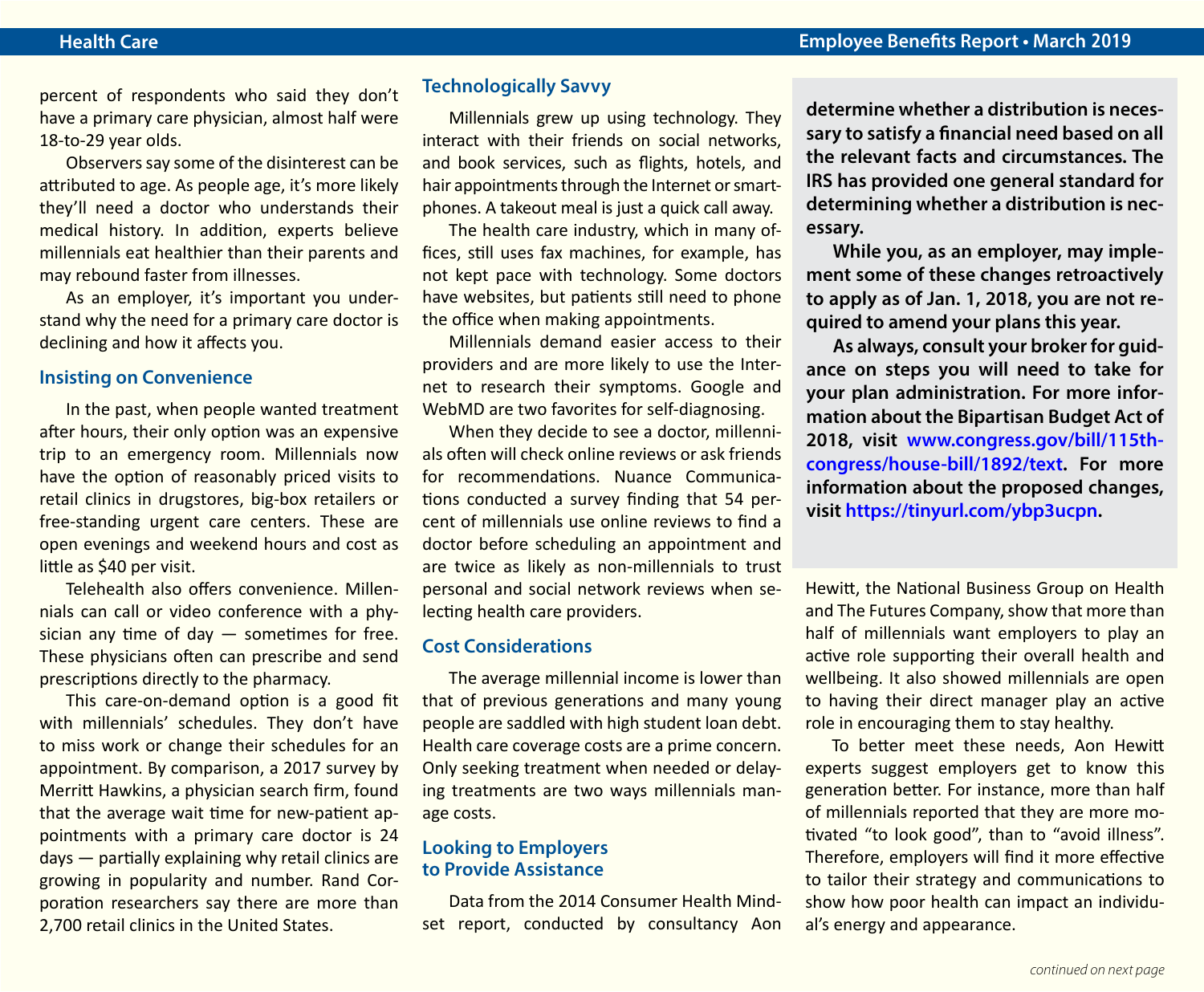percent of respondents who said they don't have a primary care physician, almost half were 18-to-29 year olds.

Observers say some of the disinterest can be attributed to age. As people age, it's more likely they'll need a doctor who understands their medical history. In addition, experts believe millennials eat healthier than their parents and may rebound faster from illnesses.

As an employer, it's important you understand why the need for a primary care doctor is declining and how it affects you.

## Insisting on Convenience

In the past, when people wanted treatment after hours, their only option was an expensive trip to an emergency room. Millennials now have the option of reasonably priced visits to retail clinics in drugstores, big-box retailers or free-standing urgent care centers. These are open evenings and weekend hours and cost as little as $40 per visit.

Telehealth also offers convenience. Millennials can call or video conference with a physician any time of day — sometimes for free. These physicians often can prescribe and send prescriptions directly to the pharmacy.

This care-on-demand option is a good fit with millennials' schedules. They don't have to miss work or change their schedules for an appointment. By comparison, a 2017 survey by Merritt Hawkins, a physician search firm, found that the average wait time for new-patient appointments with a primary care doctor is 24 days — partially explaining why retail clinics are growing in popularity and number. Rand Corporation researchers say there are more than 2,700 retail clinics in the United States.

## Technologically Savvy

Millennials grew up using technology. They interact with their friends on social networks, and book services, such as flights, hotels, and hair appointments through the Internet or smartphones. A takeout meal is just a quick call away.

The health care industry, which in many offices, still uses fax machines, for example, has not kept pace with technology. Some doctors have websites, but patients still need to phone the office when making appointments.

Millennials demand easier access to their providers and are more likely to use the Internet to research their symptoms. Google and WebMD are two favorites for self-diagnosing.

When they decide to see a doctor, millennials often will check online reviews or ask friends for recommendations. Nuance Communications conducted a survey finding that 54 percent of millennials use online reviews to find a doctor before scheduling an appointment and are twice as likely as non-millennials to trust personal and social network reviews when selecting health care providers.

## Cost Considerations

The average millennial income is lower than that of previous generations and many young people are saddled with high student loan debt. Health care coverage costs are a prime concern. Only seeking treatment when needed or delaying treatments are two ways millennials manage costs.

## Looking to Employers to Provide Assistance

Data from the 2014 Consumer Health Mindset report, conducted by consultancy Aon Hewitt, the National Business Group on Health and The Futures Company, show that more than half of millennials want employers to play an active role supporting their overall health and wellbeing. It also showed millennials are open to having their direct manager play an active role in encouraging them to stay healthy.

To better meet these needs, Aon Hewitt experts suggest employers get to know this generation better. For instance, more than half of millennials reported that they are more motivated "to look good", than to "avoid illness". Therefore, employers will find it more effective to tailor their strategy and communications to show how poor health can impact an individual's energy and appearance.

*continued on next page*

**determine whether a distribution is necessary to satisfy a financial need based on all the relevant facts and circumstances. The IRS has provided one general standard for determining whether a distribution is necessary.**

**While you, as an employer, may implement some of these changes retroactively to apply as of Jan. 1, 2018, you are not required to amend your plans this year.**

**As always, consult your broker for guidance on steps you will need to take for your plan administration. For more information about the Bipartisan Budget Act of 2018, visit www.congress.gov/bill/115th-congress/house-bill/1892/text. For more information about the proposed changes, visit https://tinyurl.com/ybp3ucpn.**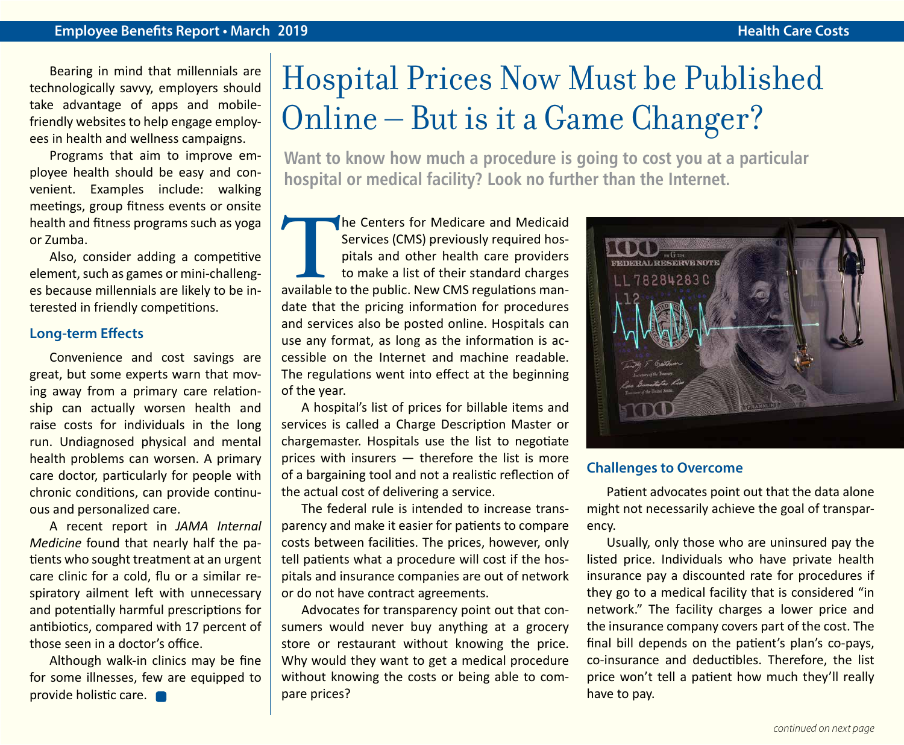Bearing in mind that millennials are technologically savvy, employers should take advantage of apps and mobile-friendly websites to help engage employees in health and wellness campaigns.

Programs that aim to improve employee health should be easy and convenient. Examples include: walking meetings, group fitness events or onsite health and fitness programs such as yoga or Zumba.

Also, consider adding a competitive element, such as games or mini-challenges because millennials are likely to be interested in friendly competitions.

### Long-term Effects

Convenience and cost savings are great, but some experts warn that moving away from a primary care relationship can actually worsen health and raise costs for individuals in the long run. Undiagnosed physical and mental health problems can worsen. A primary care doctor, particularly for people with chronic conditions, can provide continuous and personalized care.

A recent report in *JAMA Internal Medicine* found that nearly half the patients who sought treatment at an urgent care clinic for a cold, flu or a similar respiratory ailment left with unnecessary and potentially harmful prescriptions for antibiotics, compared with 17 percent of those seen in a doctor's office.

Although walk-in clinics may be fine for some illnesses, few are equipped to provide holistic care.

# Hospital Prices Now Must be Published Online – But is it a Game Changer?

**Want to know how much a procedure is going to cost you at a particular hospital or medical facility? Look no further than the Internet.**

The Centers for Medicare and Medicaid Services (CMS) previously required hospitals and other health care providers to make a list of their standard charges available to the public. New CMS regulations mandate that the pricing information for procedures and services also be posted online. Hospitals can use any format, as long as the information is accessible on the Internet and machine readable. The regulations went into effect at the beginning of the year.

A hospital's list of prices for billable items and services is called a Charge Description Master or chargemaster. Hospitals use the list to negotiate prices with insurers — therefore the list is more of a bargaining tool and not a realistic reflection of the actual cost of delivering a service.

The federal rule is intended to increase transparency and make it easier for patients to compare costs between facilities. The prices, however, only tell patients what a procedure will cost if the hospitals and insurance companies are out of network or do not have contract agreements.

Advocates for transparency point out that consumers would never buy anything at a grocery store or restaurant without knowing the price. Why would they want to get a medical procedure without knowing the costs or being able to compare prices?

### Challenges to Overcome

Patient advocates point out that the data alone might not necessarily achieve the goal of transparency.

Usually, only those who are uninsured pay the listed price. Individuals who have private health insurance pay a discounted rate for procedures if they go to a medical facility that is considered "in network." The facility charges a lower price and the insurance company covers part of the cost. The final bill depends on the patient's plan's co-pays, co-insurance and deductibles. Therefore, the list price won't tell a patient how much they'll really have to pay.

*continued on next page*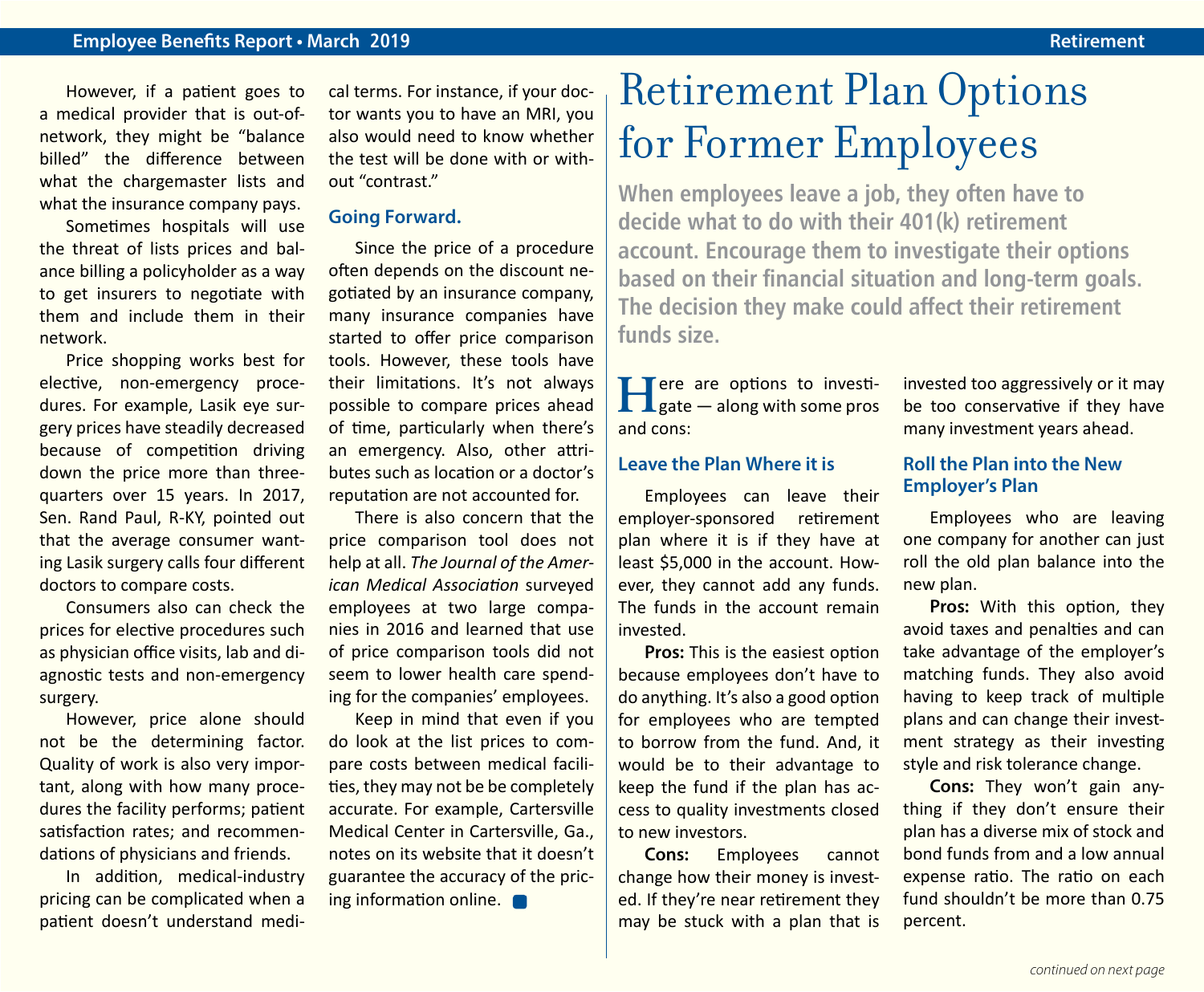However, if a patient goes to a medical provider that is out-of-network, they might be "balance billed" the difference between what the chargemaster lists and what the insurance company pays.

Sometimes hospitals will use the threat of lists prices and balance billing a policyholder as a way to get insurers to negotiate with them and include them in their network.

Price shopping works best for elective, non-emergency procedures. For example, Lasik eye surgery prices have steadily decreased because of competition driving down the price more than three-quarters over 15 years. In 2017, Sen. Rand Paul, R-KY, pointed out that the average consumer wanting Lasik surgery calls four different doctors to compare costs.

Consumers also can check the prices for elective procedures such as physician office visits, lab and diagnostic tests and non-emergency surgery.

However, price alone should not be the determining factor. Quality of work is also very important, along with how many procedures the facility performs; patient satisfaction rates; and recommendations of physicians and friends.

In addition, medical-industry pricing can be complicated when a patient doesn't understand medical terms. For instance, if your doctor wants you to have an MRI, you also would need to know whether the test will be done with or without "contrast."

### Going Forward.

Since the price of a procedure often depends on the discount negotiated by an insurance company, many insurance companies have started to offer price comparison tools. However, these tools have their limitations. It's not always possible to compare prices ahead of time, particularly when there's an emergency. Also, other attributes such as location or a doctor's reputation are not accounted for.

There is also concern that the price comparison tool does not help at all. *The Journal of the American Medical Association* surveyed employees at two large companies in 2016 and learned that use of price comparison tools did not seem to lower health care spending for the companies' employees.

Keep in mind that even if you do look at the list prices to compare costs between medical facilities, they may not be be completely accurate. For example, Cartersville Medical Center in Cartersville, Ga., notes on its website that it doesn't guarantee the accuracy of the pricing information online.

# Retirement Plan Options for Former Employees

**When employees leave a job, they often have to decide what to do with their 401(k) retirement account. Encourage them to investigate their options based on their financial situation and long-term goals. The decision they make could affect their retirement funds size.**

Here are options to investigate — along with some pros and cons:

### Leave the Plan Where it is

Employees can leave their employer-sponsored retirement plan where it is if they have at least $5,000 in the account. However, they cannot add any funds. The funds in the account remain invested.

**Pros:** This is the easiest option because employees don't have to do anything. It's also a good option for employees who are tempted to borrow from the fund. And, it would be to their advantage to keep the fund if the plan has access to quality investments closed to new investors.

**Cons:** Employees cannot change how their money is invested. If they're near retirement they may be stuck with a plan that is invested too aggressively or it may be too conservative if they have many investment years ahead.

### Roll the Plan into the New Employer's Plan

Employees who are leaving one company for another can just roll the old plan balance into the new plan.

**Pros:** With this option, they avoid taxes and penalties and can take advantage of the employer's matching funds. They also avoid having to keep track of multiple plans and can change their investment strategy as their investing style and risk tolerance change.

**Cons:** They won't gain anything if they don't ensure their plan has a diverse mix of stock and bond funds from and a low annual expense ratio. The ratio on each fund shouldn't be more than 0.75 percent.

*continued on next page*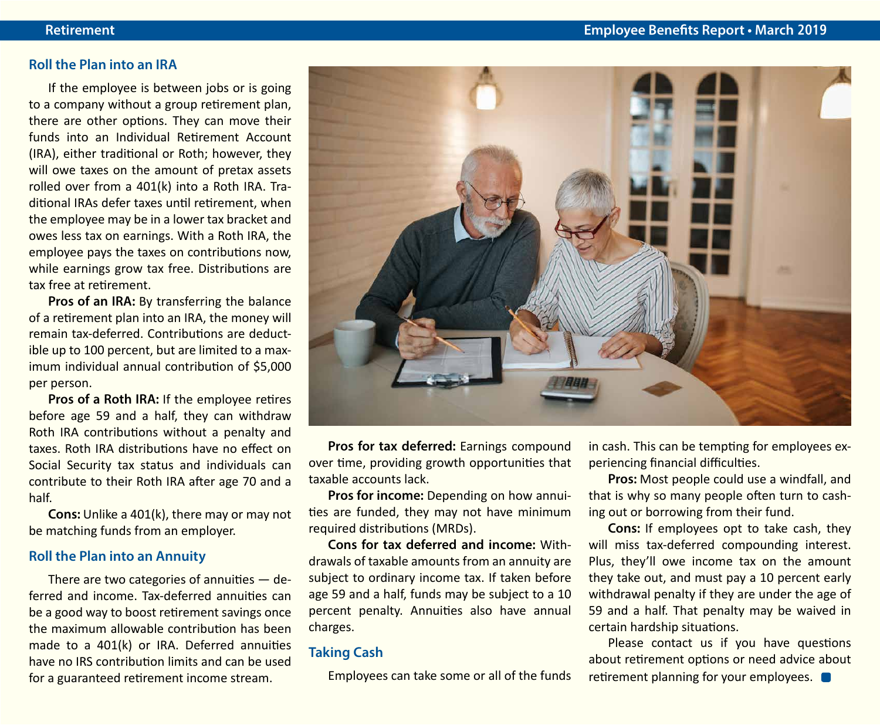## Roll the Plan into an IRA

If the employee is between jobs or is going to a company without a group retirement plan, there are other options. They can move their funds into an Individual Retirement Account (IRA), either traditional or Roth; however, they will owe taxes on the amount of pretax assets rolled over from a 401(k) into a Roth IRA. Traditional IRAs defer taxes until retirement, when the employee may be in a lower tax bracket and owes less tax on earnings. With a Roth IRA, the employee pays the taxes on contributions now, while earnings grow tax free. Distributions are tax free at retirement.

**Pros of an IRA:** By transferring the balance of a retirement plan into an IRA, the money will remain tax-deferred. Contributions are deductible up to 100 percent, but are limited to a maximum individual annual contribution of $5,000 per person.

**Pros of a Roth IRA:** If the employee retires before age 59 and a half, they can withdraw Roth IRA contributions without a penalty and taxes. Roth IRA distributions have no effect on Social Security tax status and individuals can contribute to their Roth IRA after age 70 and a half.

**Cons:** Unlike a 401(k), there may or may not be matching funds from an employer.

## Roll the Plan into an Annuity

There are two categories of annuities — deferred and income. Tax-deferred annuities can be a good way to boost retirement savings once the maximum allowable contribution has been made to a 401(k) or IRA. Deferred annuities have no IRS contribution limits and can be used for a guaranteed retirement income stream.

**Pros for tax deferred:** Earnings compound over time, providing growth opportunities that taxable accounts lack.

**Pros for income:** Depending on how annuities are funded, they may not have minimum required distributions (MRDs).

**Cons for tax deferred and income:** Withdrawals of taxable amounts from an annuity are subject to ordinary income tax. If taken before age 59 and a half, funds may be subject to a 10 percent penalty. Annuities also have annual charges.

## Taking Cash

Employees can take some or all of the funds in cash. This can be tempting for employees experiencing financial difficulties.

**Pros:** Most people could use a windfall, and that is why so many people often turn to cashing out or borrowing from their fund.

**Cons:** If employees opt to take cash, they will miss tax-deferred compounding interest. Plus, they'll owe income tax on the amount they take out, and must pay a 10 percent early withdrawal penalty if they are under the age of 59 and a half. That penalty may be waived in certain hardship situations.

Please contact us if you have questions about retirement options or need advice about retirement planning for your employees.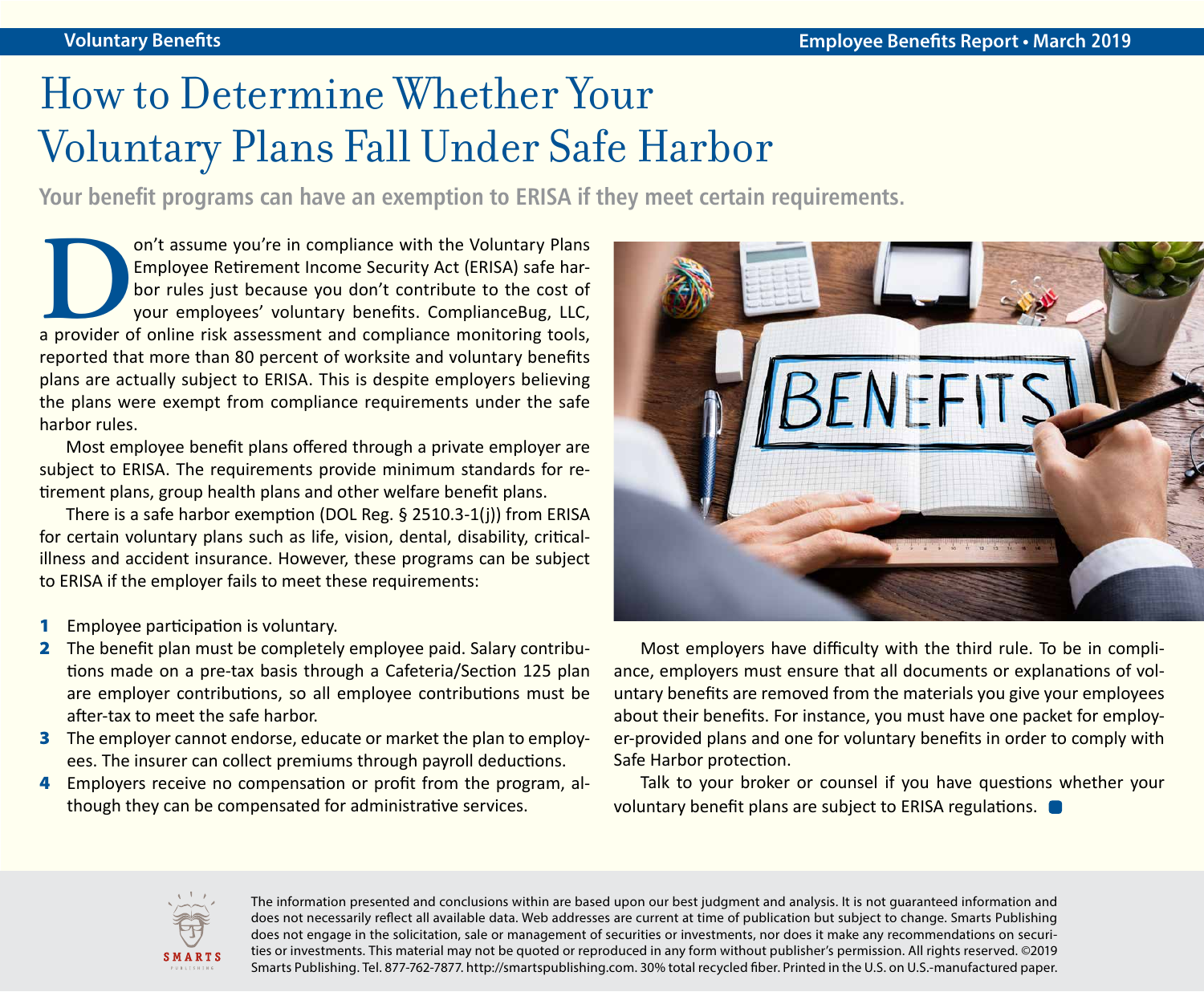# How to Determine Whether Your Voluntary Plans Fall Under Safe Harbor

**Your benefit programs can have an exemption to ERISA if they meet certain requirements.**

Don't assume you're in compliance with the Voluntary Plans Employee Retirement Income Security Act (ERISA) safe harbor rules just because you don't contribute to the cost of your employees' voluntary benefits. ComplianceBug, LLC, a provider of online risk assessment and compliance monitoring tools, reported that more than 80 percent of worksite and voluntary benefits plans are actually subject to ERISA. This is despite employers believing the plans were exempt from compliance requirements under the safe harbor rules.

Most employee benefit plans offered through a private employer are subject to ERISA. The requirements provide minimum standards for retirement plans, group health plans and other welfare benefit plans.

There is a safe harbor exemption (DOL Reg. § 2510.3-1(j)) from ERISA for certain voluntary plans such as life, vision, dental, disability, critical-illness and accident insurance. However, these programs can be subject to ERISA if the employer fails to meet these requirements:

1. Employee participation is voluntary.
2. The benefit plan must be completely employee paid. Salary contributions made on a pre-tax basis through a Cafeteria/Section 125 plan are employer contributions, so all employee contributions must be after-tax to meet the safe harbor.
3. The employer cannot endorse, educate or market the plan to employees. The insurer can collect premiums through payroll deductions.
4. Employers receive no compensation or profit from the program, although they can be compensated for administrative services.

Most employers have difficulty with the third rule. To be in compliance, employers must ensure that all documents or explanations of voluntary benefits are removed from the materials you give your employees about their benefits. For instance, you must have one packet for employer-provided plans and one for voluntary benefits in order to comply with Safe Harbor protection.

Talk to your broker or counsel if you have questions whether your voluntary benefit plans are subject to ERISA regulations.

The information presented and conclusions within are based upon our best judgment and analysis. It is not guaranteed information and does not necessarily reflect all available data. Web addresses are current at time of publication but subject to change. Smarts Publishing does not engage in the solicitation, sale or management of securities or investments, nor does it make any recommendations on securities or investments. This material may not be quoted or reproduced in any form without publisher's permission. All rights reserved. ©2019 Smarts Publishing. Tel. 877-762-7877. http://smartspublishing.com. 30% total recycled fiber. Printed in the U.S. on U.S.-manufactured paper.